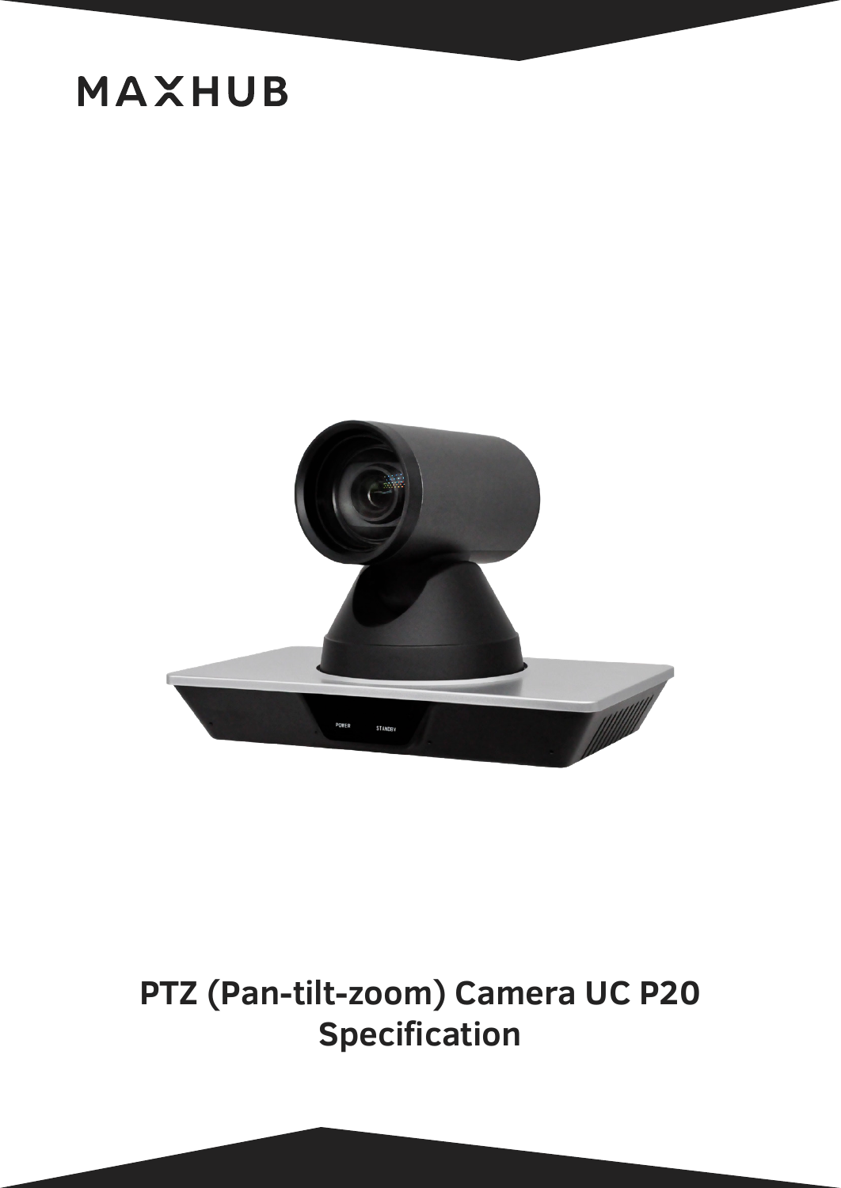MAXHUB

# PTZ (Pan-tilt-zoom) Camera UC P20 Specification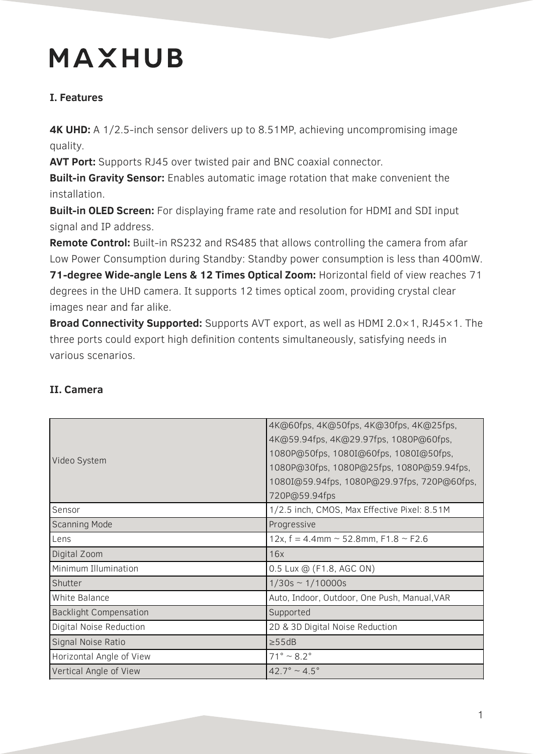MAXHUB

## I. Features

**4K UHD:** A 1/2.5-inch sensor delivers up to 8.51MP, achieving uncompromising image quality.
**AVT Port:** Supports RJ45 over twisted pair and BNC coaxial connector.
**Built-in Gravity Sensor:** Enables automatic image rotation that make convenient the installation.
**Built-in OLED Screen:** For displaying frame rate and resolution for HDMI and SDI input signal and IP address.
**Remote Control:** Built-in RS232 and RS485 that allows controlling the camera from afar
Low Power Consumption during Standby: Standby power consumption is less than 400mW.
**71-degree Wide-angle Lens & 12 Times Optical Zoom:** Horizontal field of view reaches 71 degrees in the UHD camera. It supports 12 times optical zoom, providing crystal clear images near and far alike.
**Broad Connectivity Supported:** Supports AVT export, as well as HDMI 2.0×1, RJ45×1. The three ports could export high definition contents simultaneously, satisfying needs in various scenarios.

## II. Camera

| | |
|---|---|
| Video System | 4K@60fps, 4K@50fps, 4K@30fps, 4K@25fps, 4K@59.94fps, 4K@29.97fps, 1080P@60fps, 1080P@50fps, 1080I@60fps, 1080I@50fps, 1080P@30fps, 1080P@25fps, 1080P@59.94fps, 1080I@59.94fps, 1080P@29.97fps, 720P@60fps, 720P@59.94fps |
| Sensor | 1/2.5 inch, CMOS, Max Effective Pixel: 8.51M |
| Scanning Mode | Progressive |
| Lens | 12x, f = 4.4mm ~ 52.8mm, F1.8 ~ F2.6 |
| Digital Zoom | 16x |
| Minimum Illumination | 0.5 Lux @ (F1.8, AGC ON) |
| Shutter | 1/30s ~ 1/10000s |
| White Balance | Auto, Indoor, Outdoor, One Push, Manual,VAR |
| Backlight Compensation | Supported |
| Digital Noise Reduction | 2D & 3D Digital Noise Reduction |
| Signal Noise Ratio | ≥55dB |
| Horizontal Angle of View | 71° ~ 8.2° |
| Vertical Angle of View | 42.7° ~ 4.5° |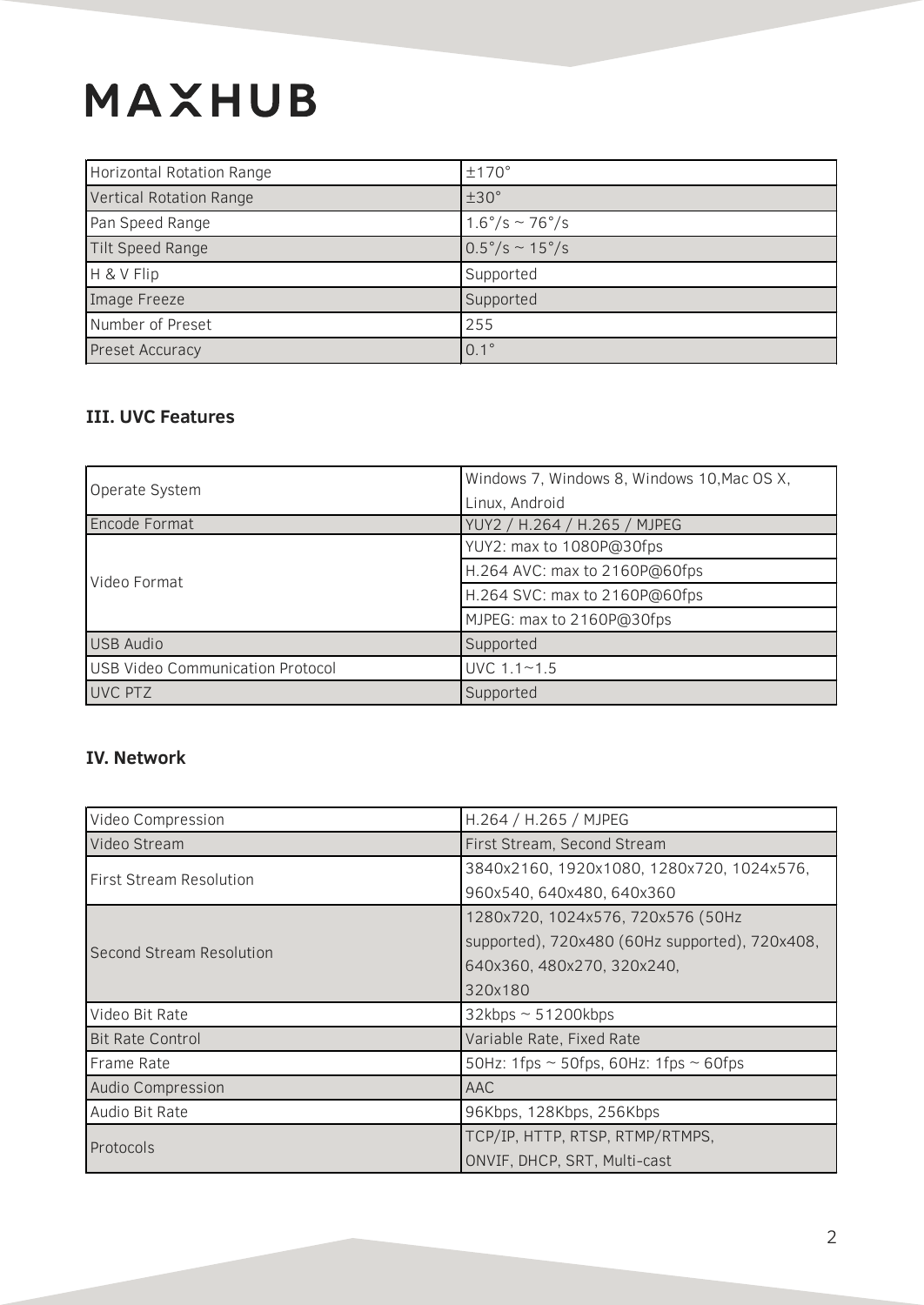| Horizontal Rotation Range | ±170° |
| --- | --- |
| Vertical Rotation Range | ±30° |
| Pan Speed Range | 1.6°/s ~ 76°/s |
| Tilt Speed Range | 0.5°/s ~ 15°/s |
| H & V Flip | Supported |
| Image Freeze | Supported |
| Number of Preset | 255 |
| Preset Accuracy | 0.1° |

### III. UVC Features

| Operate System | Windows 7, Windows 8, Windows 10,Mac OS X, Linux, Android |
| --- | --- |
| Encode Format | YUY2 / H.264 / H.265 / MJPEG |
| Video Format | YUY2: max to 1080P@30fps |
| | H.264 AVC: max to 2160P@60fps |
| | H.264 SVC: max to 2160P@60fps |
| | MJPEG: max to 2160P@30fps |
| USB Audio | Supported |
| USB Video Communication Protocol | UVC 1.1~1.5 |
| UVC PTZ | Supported |

### IV. Network

| Video Compression | H.264 / H.265 / MJPEG |
| --- | --- |
| Video Stream | First Stream, Second Stream |
| First Stream Resolution | 3840x2160, 1920x1080, 1280x720, 1024x576, 960x540, 640x480, 640x360 |
| Second Stream Resolution | 1280x720, 1024x576, 720x576 (50Hz supported), 720x480 (60Hz supported), 720x408, 640x360, 480x270, 320x240, 320x180 |
| Video Bit Rate | 32kbps ~ 51200kbps |
| Bit Rate Control | Variable Rate, Fixed Rate |
| Frame Rate | 50Hz: 1fps ~ 50fps, 60Hz: 1fps ~ 60fps |
| Audio Compression | AAC |
| Audio Bit Rate | 96Kbps, 128Kbps, 256Kbps |
| Protocols | TCP/IP, HTTP, RTSP, RTMP/RTMPS, ONVIF, DHCP, SRT, Multi-cast |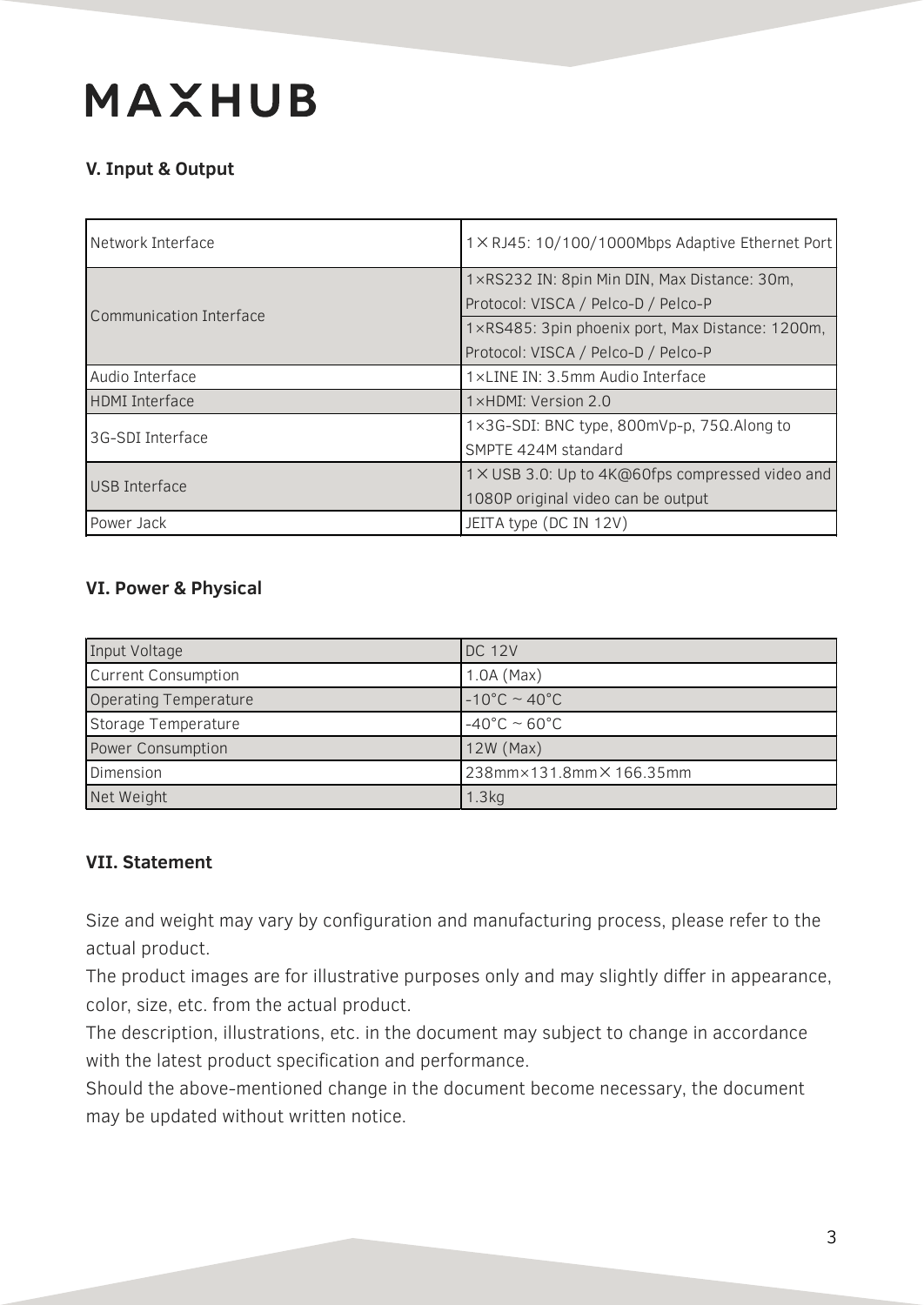### V. Input & Output

| | |
|---|---|
| Network Interface | 1× RJ45: 10/100/1000Mbps Adaptive Ethernet Port |
| Communication Interface | 1×RS232 IN: 8pin Min DIN, Max Distance: 30m, Protocol: VISCA / Pelco-D / Pelco-P |
| | 1×RS485: 3pin phoenix port, Max Distance: 1200m, Protocol: VISCA / Pelco-D / Pelco-P |
| Audio Interface | 1×LINE IN: 3.5mm Audio Interface |
| HDMI Interface | 1×HDMI: Version 2.0 |
| 3G-SDI Interface | 1×3G-SDI: BNC type, 800mVp-p, 75Ω.Along to SMPTE 424M standard |
| USB Interface | 1× USB 3.0: Up to 4K@60fps compressed video and 1080P original video can be output |
| Power Jack | JEITA type (DC IN 12V) |

### VI. Power & Physical

| | |
|---|---|
| Input Voltage | DC 12V |
| Current Consumption | 1.0A (Max) |
| Operating Temperature | -10°C ~ 40°C |
| Storage Temperature | -40°C ~ 60°C |
| Power Consumption | 12W (Max) |
| Dimension | 238mm×131.8mm× 166.35mm |
| Net Weight | 1.3kg |

### VII. Statement

Size and weight may vary by configuration and manufacturing process, please refer to the actual product.
The product images are for illustrative purposes only and may slightly differ in appearance, color, size, etc. from the actual product.
The description, illustrations, etc. in the document may subject to change in accordance with the latest product specification and performance.
Should the above-mentioned change in the document become necessary, the document may be updated without written notice.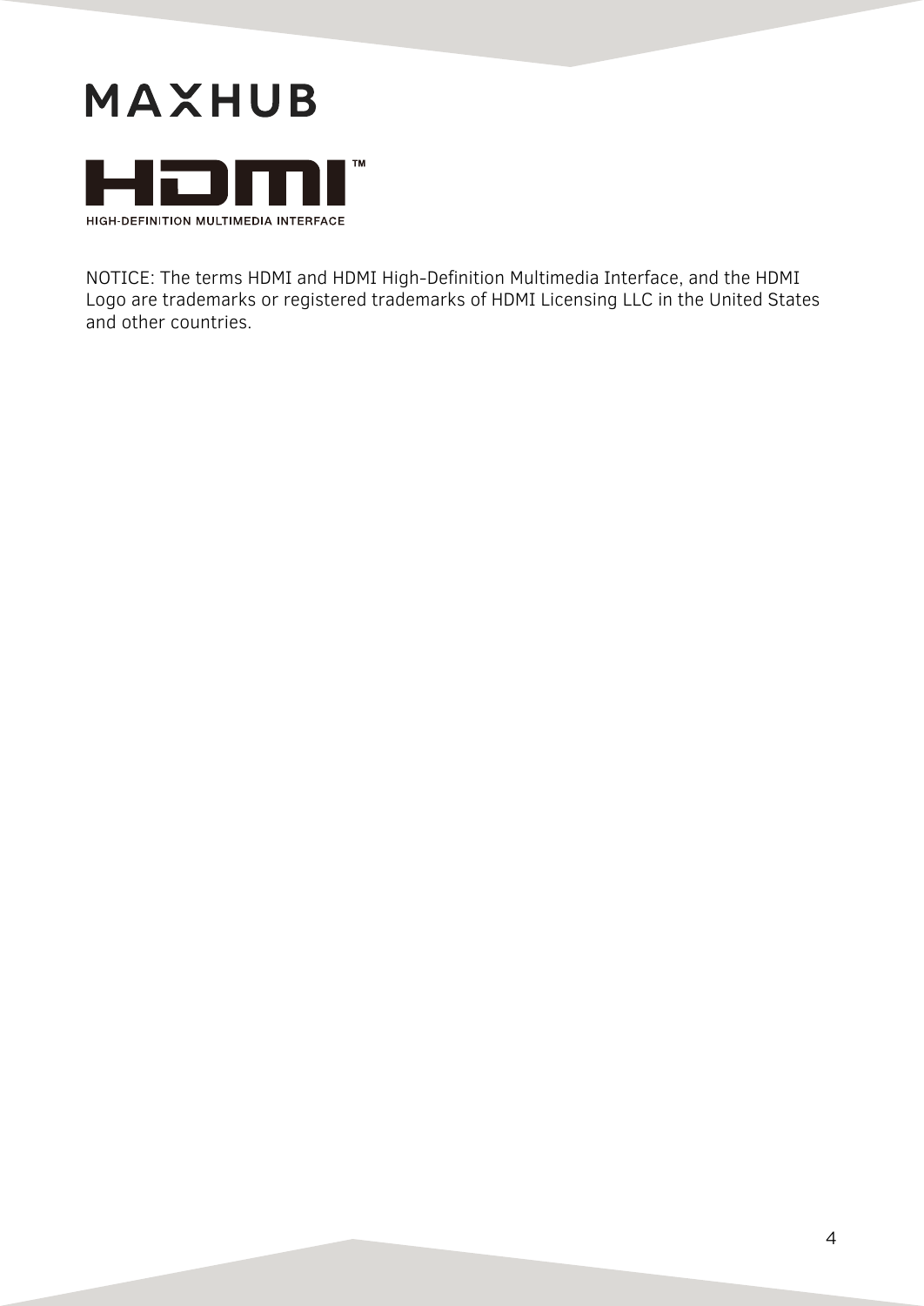MAXHUB

HDMI™

HIGH-DEFINITION MULTIMEDIA INTERFACE

NOTICE: The terms HDMI and HDMI High-Definition Multimedia Interface, and the HDMI Logo are trademarks or registered trademarks of HDMI Licensing LLC in the United States and other countries.